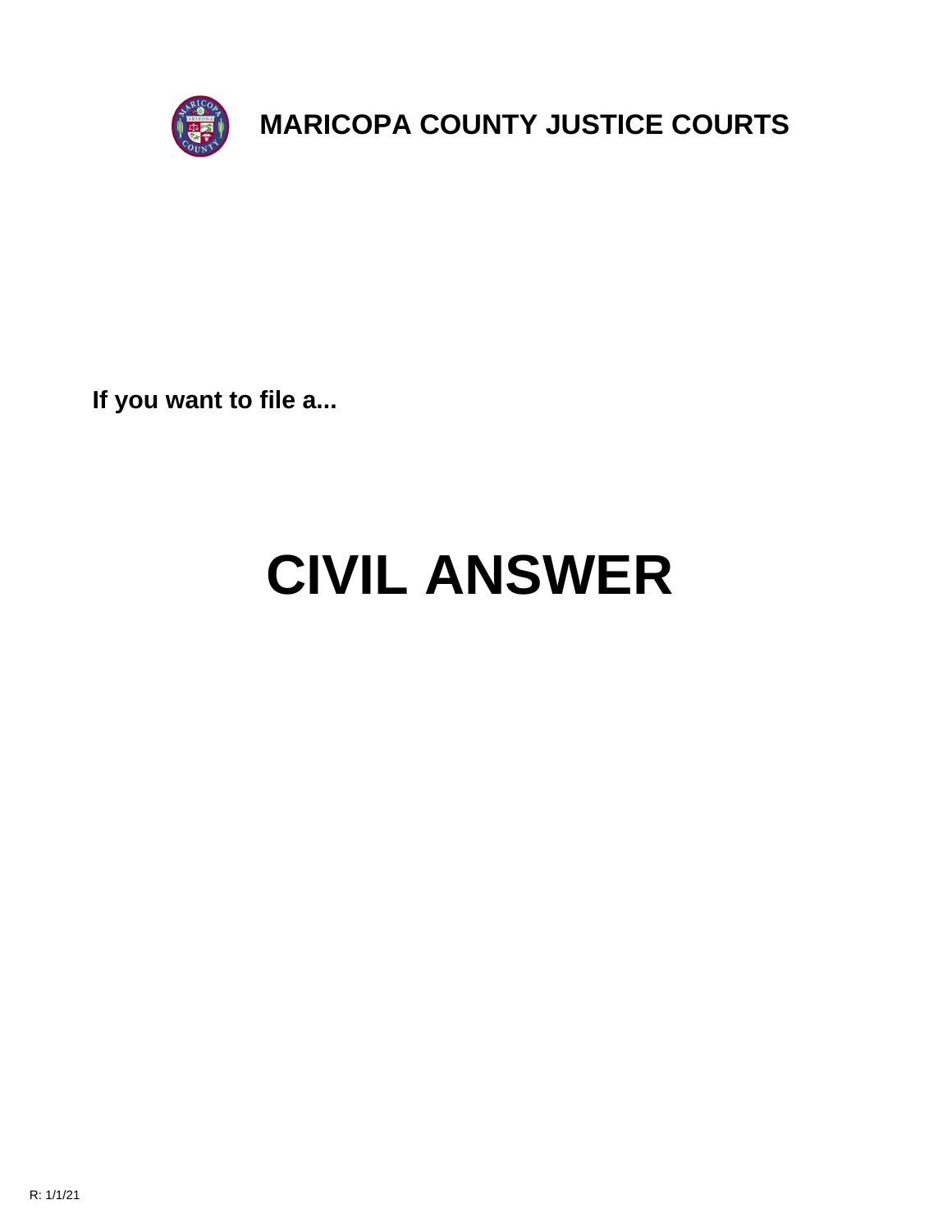# MARICOPA COUNTY JUSTICE COURTS

**If you want to file a...**

# CIVIL ANSWER

R: 1/1/21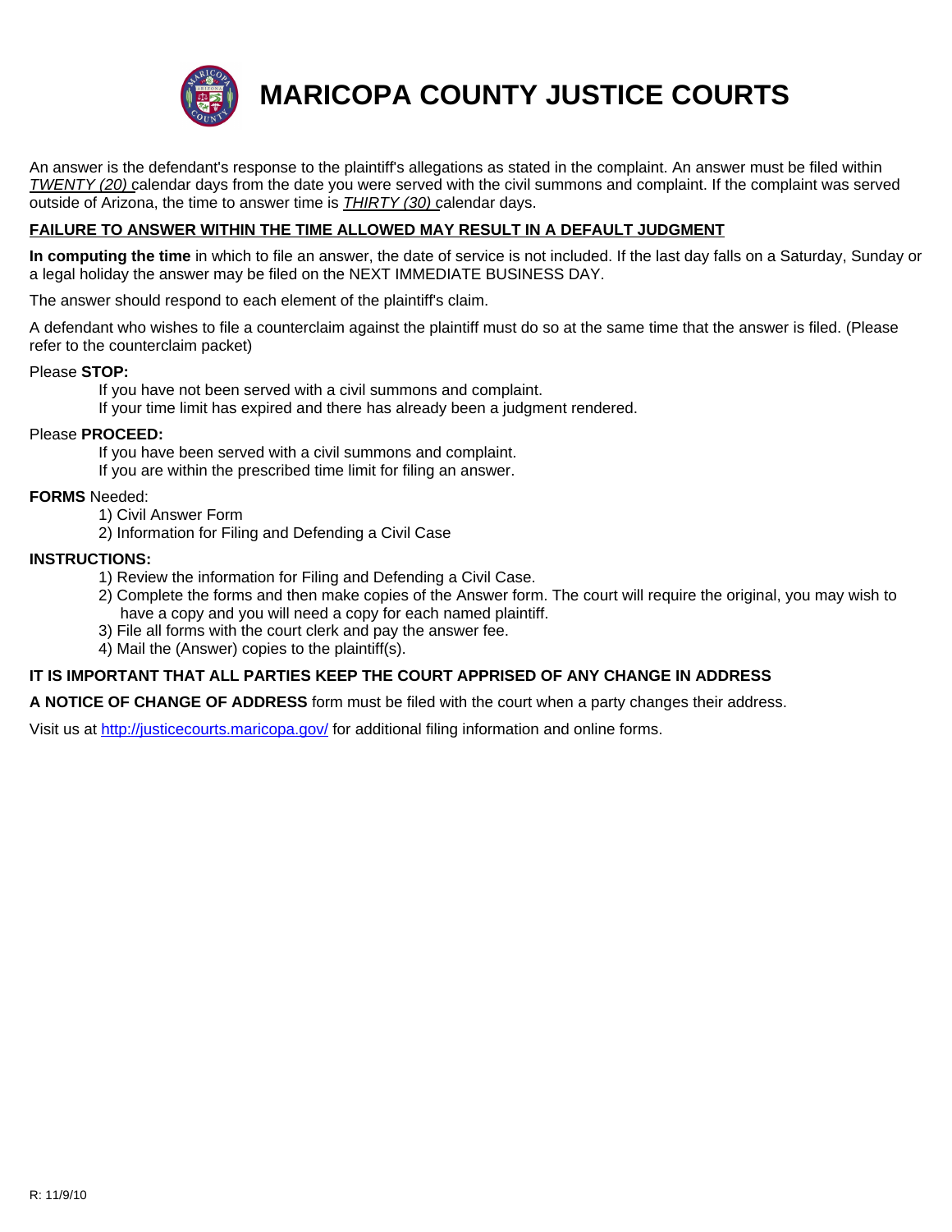# MARICOPA COUNTY JUSTICE COURTS

An answer is the defendant's response to the plaintiff's allegations as stated in the complaint. An answer must be filed within *TWENTY (20)* calendar days from the date you were served with the civil summons and complaint. If the complaint was served outside of Arizona, the time to answer time is *THIRTY (30)* calendar days.

**FAILURE TO ANSWER WITHIN THE TIME ALLOWED MAY RESULT IN A DEFAULT JUDGMENT**

**In computing the time** in which to file an answer, the date of service is not included. If the last day falls on a Saturday, Sunday or a legal holiday the answer may be filed on the NEXT IMMEDIATE BUSINESS DAY.

The answer should respond to each element of the plaintiff's claim.

A defendant who wishes to file a counterclaim against the plaintiff must do so at the same time that the answer is filed. (Please refer to the counterclaim packet)

Please **STOP:**

- If you have not been served with a civil summons and complaint.
- If your time limit has expired and there has already been a judgment rendered.

Please **PROCEED:**

- If you have been served with a civil summons and complaint.
- If you are within the prescribed time limit for filing an answer.

**FORMS** Needed:

1) Civil Answer Form
2) Information for Filing and Defending a Civil Case

**INSTRUCTIONS:**

1) Review the information for Filing and Defending a Civil Case.
2) Complete the forms and then make copies of the Answer form. The court will require the original, you may wish to have a copy and you will need a copy for each named plaintiff.
3) File all forms with the court clerk and pay the answer fee.
4) Mail the (Answer) copies to the plaintiff(s).

**IT IS IMPORTANT THAT ALL PARTIES KEEP THE COURT APPRISED OF ANY CHANGE IN ADDRESS**

**A NOTICE OF CHANGE OF ADDRESS** form must be filed with the court when a party changes their address.

Visit us at http://justicecourts.maricopa.gov/ for additional filing information and online forms.

R: 11/9/10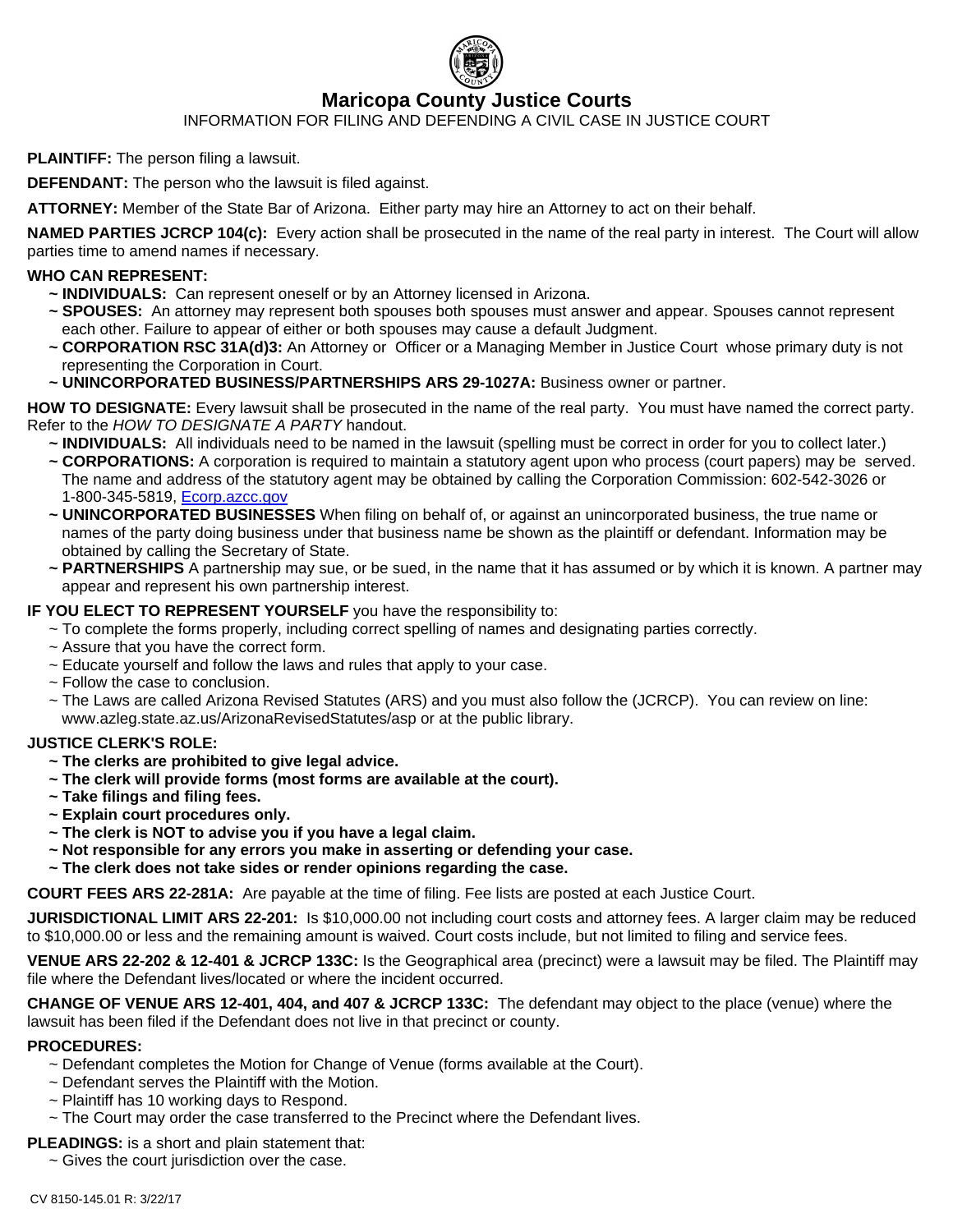# Maricopa County Justice Courts

INFORMATION FOR FILING AND DEFENDING A CIVIL CASE IN JUSTICE COURT

**PLAINTIFF:** The person filing a lawsuit.

**DEFENDANT:** The person who the lawsuit is filed against.

**ATTORNEY:** Member of the State Bar of Arizona. Either party may hire an Attorney to act on their behalf.

**NAMED PARTIES JCRCP 104(c):** Every action shall be prosecuted in the name of the real party in interest. The Court will allow parties time to amend names if necessary.

**WHO CAN REPRESENT:**

- ~ **INDIVIDUALS:** Can represent oneself or by an Attorney licensed in Arizona.
- ~ **SPOUSES:** An attorney may represent both spouses both spouses must answer and appear. Spouses cannot represent each other. Failure to appear of either or both spouses may cause a default Judgment.
- ~ **CORPORATION RSC 31A(d)3:** An Attorney or Officer or a Managing Member in Justice Court whose primary duty is not representing the Corporation in Court.
- ~ **UNINCORPORATED BUSINESS/PARTNERSHIPS ARS 29-1027A:** Business owner or partner.

**HOW TO DESIGNATE:** Every lawsuit shall be prosecuted in the name of the real party. You must have named the correct party. Refer to the *HOW TO DESIGNATE A PARTY* handout.

- ~ **INDIVIDUALS:** All individuals need to be named in the lawsuit (spelling must be correct in order for you to collect later.)
- ~ **CORPORATIONS:** A corporation is required to maintain a statutory agent upon who process (court papers) may be served. The name and address of the statutory agent may be obtained by calling the Corporation Commission: 602-542-3026 or 1-800-345-5819, Ecorp.azcc.gov
- ~ **UNINCORPORATED BUSINESSES** When filing on behalf of, or against an unincorporated business, the true name or names of the party doing business under that business name be shown as the plaintiff or defendant. Information may be obtained by calling the Secretary of State.
- ~ **PARTNERSHIPS** A partnership may sue, or be sued, in the name that it has assumed or by which it is known. A partner may appear and represent his own partnership interest.

**IF YOU ELECT TO REPRESENT YOURSELF** you have the responsibility to:

- ~ To complete the forms properly, including correct spelling of names and designating parties correctly.
- ~ Assure that you have the correct form.
- ~ Educate yourself and follow the laws and rules that apply to your case.
- ~ Follow the case to conclusion.
- ~ The Laws are called Arizona Revised Statutes (ARS) and you must also follow the (JCRCP). You can review on line: www.azleg.state.az.us/ArizonaRevisedStatutes/asp or at the public library.

**JUSTICE CLERK'S ROLE:**

- **~ The clerks are prohibited to give legal advice.**
- **~ The clerk will provide forms (most forms are available at the court).**
- **~ Take filings and filing fees.**
- **~ Explain court procedures only.**
- **~ The clerk is NOT to advise you if you have a legal claim.**
- **~ Not responsible for any errors you make in asserting or defending your case.**
- **~ The clerk does not take sides or render opinions regarding the case.**

**COURT FEES ARS 22-281A:** Are payable at the time of filing. Fee lists are posted at each Justice Court.

**JURISDICTIONAL LIMIT ARS 22-201:** Is $10,000.00 not including court costs and attorney fees. A larger claim may be reduced to $10,000.00 or less and the remaining amount is waived. Court costs include, but not limited to filing and service fees.

**VENUE ARS 22-202 & 12-401 & JCRCP 133C:** Is the Geographical area (precinct) were a lawsuit may be filed. The Plaintiff may file where the Defendant lives/located or where the incident occurred.

**CHANGE OF VENUE ARS 12-401, 404, and 407 & JCRCP 133C:** The defendant may object to the place (venue) where the lawsuit has been filed if the Defendant does not live in that precinct or county.

**PROCEDURES:**

- ~ Defendant completes the Motion for Change of Venue (forms available at the Court).
- ~ Defendant serves the Plaintiff with the Motion.
- ~ Plaintiff has 10 working days to Respond.
- ~ The Court may order the case transferred to the Precinct where the Defendant lives.

**PLEADINGS:** is a short and plain statement that:

- ~ Gives the court jurisdiction over the case.

CV 8150-145.01 R: 3/22/17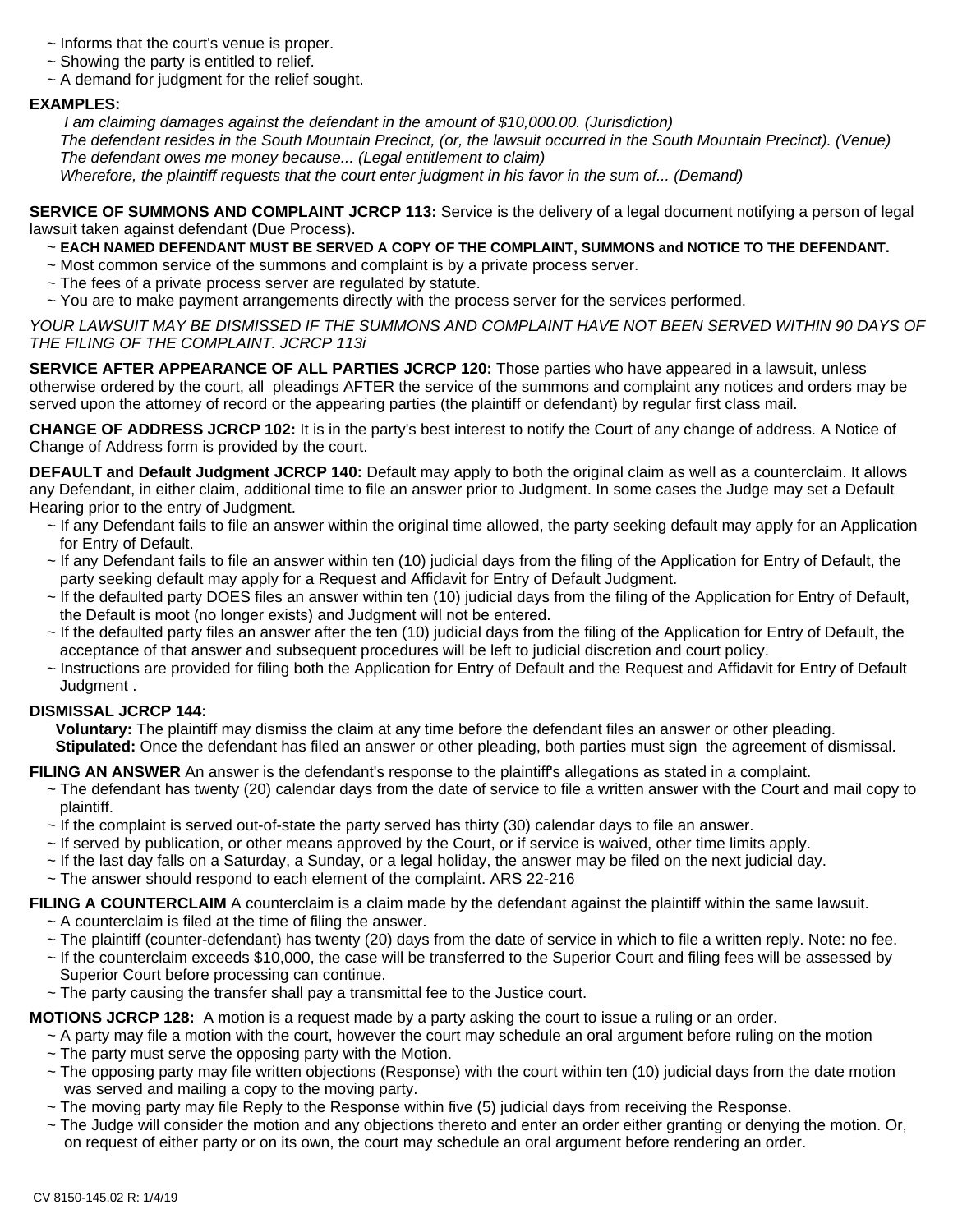- ~ Informs that the court's venue is proper.
- ~ Showing the party is entitled to relief.
- ~ A demand for judgment for the relief sought.

**EXAMPLES:**

*I am claiming damages against the defendant in the amount of $10,000.00. (Jurisdiction)*
*The defendant resides in the South Mountain Precinct, (or, the lawsuit occurred in the South Mountain Precinct). (Venue)*
*The defendant owes me money because... (Legal entitlement to claim)*
*Wherefore, the plaintiff requests that the court enter judgment in his favor in the sum of... (Demand)*

**SERVICE OF SUMMONS AND COMPLAINT JCRCP 113:** Service is the delivery of a legal document notifying a person of legal lawsuit taken against defendant (Due Process).

- ~ **EACH NAMED DEFENDANT MUST BE SERVED A COPY OF THE COMPLAINT, SUMMONS and NOTICE TO THE DEFENDANT.**
- ~ Most common service of the summons and complaint is by a private process server.
- ~ The fees of a private process server are regulated by statute.
- ~ You are to make payment arrangements directly with the process server for the services performed.

*YOUR LAWSUIT MAY BE DISMISSED IF THE SUMMONS AND COMPLAINT HAVE NOT BEEN SERVED WITHIN 90 DAYS OF THE FILING OF THE COMPLAINT. JCRCP 113i*

**SERVICE AFTER APPEARANCE OF ALL PARTIES JCRCP 120:** Those parties who have appeared in a lawsuit, unless otherwise ordered by the court, all pleadings AFTER the service of the summons and complaint any notices and orders may be served upon the attorney of record or the appearing parties (the plaintiff or defendant) by regular first class mail.

**CHANGE OF ADDRESS JCRCP 102:** It is in the party's best interest to notify the Court of any change of address. A Notice of Change of Address form is provided by the court.

**DEFAULT and Default Judgment JCRCP 140:** Default may apply to both the original claim as well as a counterclaim. It allows any Defendant, in either claim, additional time to file an answer prior to Judgment. In some cases the Judge may set a Default Hearing prior to the entry of Judgment.

- ~ If any Defendant fails to file an answer within the original time allowed, the party seeking default may apply for an Application for Entry of Default.
- ~ If any Defendant fails to file an answer within ten (10) judicial days from the filing of the Application for Entry of Default, the party seeking default may apply for a Request and Affidavit for Entry of Default Judgment.
- ~ If the defaulted party DOES files an answer within ten (10) judicial days from the filing of the Application for Entry of Default, the Default is moot (no longer exists) and Judgment will not be entered.
- ~ If the defaulted party files an answer after the ten (10) judicial days from the filing of the Application for Entry of Default, the acceptance of that answer and subsequent procedures will be left to judicial discretion and court policy.
- ~ Instructions are provided for filing both the Application for Entry of Default and the Request and Affidavit for Entry of Default Judgment .

**DISMISSAL JCRCP 144:**

**Voluntary:** The plaintiff may dismiss the claim at any time before the defendant files an answer or other pleading.
**Stipulated:** Once the defendant has filed an answer or other pleading, both parties must sign the agreement of dismissal.

**FILING AN ANSWER** An answer is the defendant's response to the plaintiff's allegations as stated in a complaint.

- ~ The defendant has twenty (20) calendar days from the date of service to file a written answer with the Court and mail copy to plaintiff.
- ~ If the complaint is served out-of-state the party served has thirty (30) calendar days to file an answer.
- ~ If served by publication, or other means approved by the Court, or if service is waived, other time limits apply.
- ~ If the last day falls on a Saturday, a Sunday, or a legal holiday, the answer may be filed on the next judicial day.
- ~ The answer should respond to each element of the complaint. ARS 22-216

**FILING A COUNTERCLAIM** A counterclaim is a claim made by the defendant against the plaintiff within the same lawsuit.

- ~ A counterclaim is filed at the time of filing the answer.
- ~ The plaintiff (counter-defendant) has twenty (20) days from the date of service in which to file a written reply. Note: no fee.
- ~ If the counterclaim exceeds $10,000, the case will be transferred to the Superior Court and filing fees will be assessed by Superior Court before processing can continue.
- ~ The party causing the transfer shall pay a transmittal fee to the Justice court.

**MOTIONS JCRCP 128:** A motion is a request made by a party asking the court to issue a ruling or an order.

- ~ A party may file a motion with the court, however the court may schedule an oral argument before ruling on the motion
- ~ The party must serve the opposing party with the Motion.
- ~ The opposing party may file written objections (Response) with the court within ten (10) judicial days from the date motion was served and mailing a copy to the moving party.
- ~ The moving party may file Reply to the Response within five (5) judicial days from receiving the Response.
- ~ The Judge will consider the motion and any objections thereto and enter an order either granting or denying the motion. Or, on request of either party or on its own, the court may schedule an oral argument before rendering an order.

CV 8150-145.02 R: 1/4/19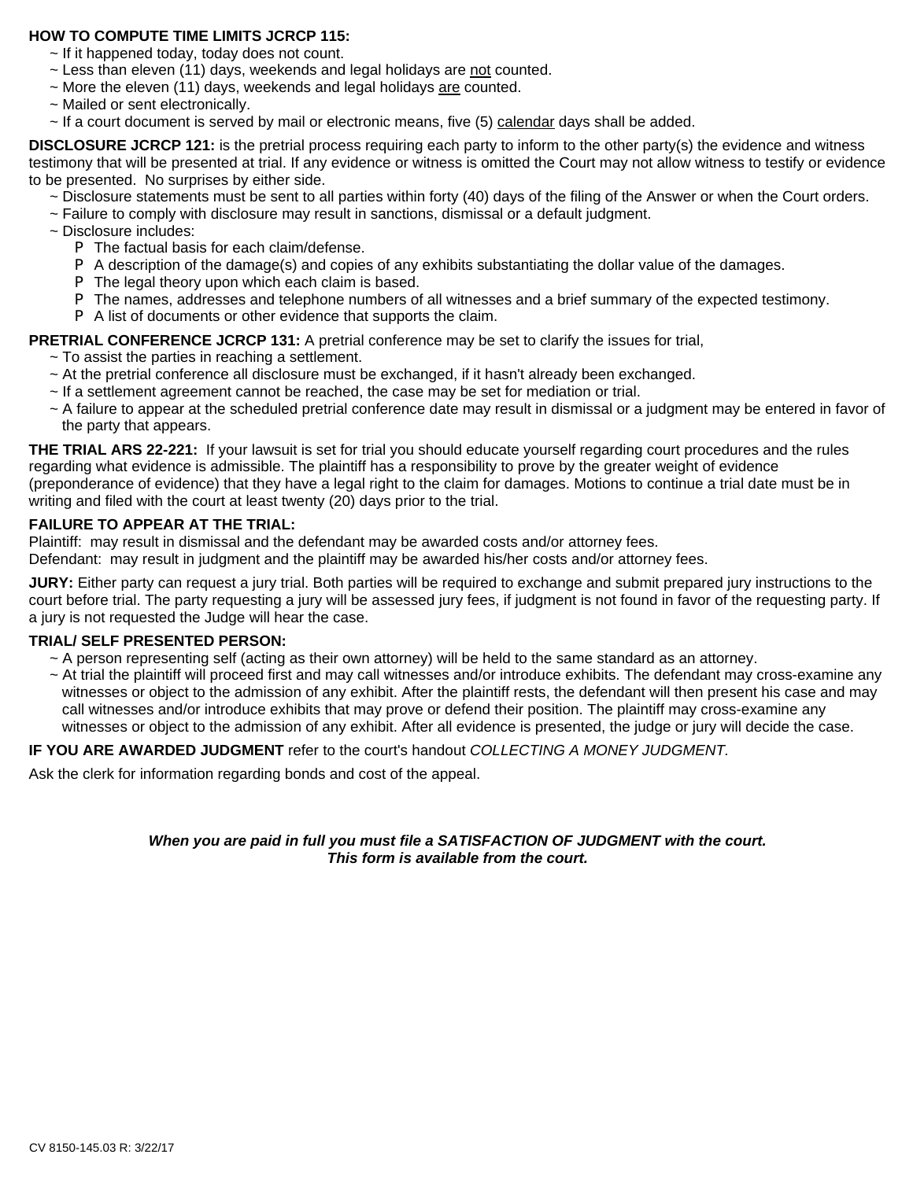**HOW TO COMPUTE TIME LIMITS JCRCP 115:**

- ~ If it happened today, today does not count.
- ~ Less than eleven (11) days, weekends and legal holidays are <u>not</u> counted.
- ~ More the eleven (11) days, weekends and legal holidays <u>are</u> counted.
- ~ Mailed or sent electronically.
- ~ If a court document is served by mail or electronic means, five (5) <u>calendar</u> days shall be added.

**DISCLOSURE JCRCP 121:** is the pretrial process requiring each party to inform to the other party(s) the evidence and witness testimony that will be presented at trial. If any evidence or witness is omitted the Court may not allow witness to testify or evidence to be presented. No surprises by either side.

- ~ Disclosure statements must be sent to all parties within forty (40) days of the filing of the Answer or when the Court orders.
- ~ Failure to comply with disclosure may result in sanctions, dismissal or a default judgment.
- ~ Disclosure includes:
  - P The factual basis for each claim/defense.
  - P A description of the damage(s) and copies of any exhibits substantiating the dollar value of the damages.
  - P The legal theory upon which each claim is based.
  - P The names, addresses and telephone numbers of all witnesses and a brief summary of the expected testimony.
  - P A list of documents or other evidence that supports the claim.

**PRETRIAL CONFERENCE JCRCP 131:** A pretrial conference may be set to clarify the issues for trial,

- ~ To assist the parties in reaching a settlement.
- ~ At the pretrial conference all disclosure must be exchanged, if it hasn't already been exchanged.
- ~ If a settlement agreement cannot be reached, the case may be set for mediation or trial.
- ~ A failure to appear at the scheduled pretrial conference date may result in dismissal or a judgment may be entered in favor of the party that appears.

**THE TRIAL ARS 22-221:** If your lawsuit is set for trial you should educate yourself regarding court procedures and the rules regarding what evidence is admissible. The plaintiff has a responsibility to prove by the greater weight of evidence (preponderance of evidence) that they have a legal right to the claim for damages. Motions to continue a trial date must be in writing and filed with the court at least twenty (20) days prior to the trial.

**FAILURE TO APPEAR AT THE TRIAL:**

Plaintiff: may result in dismissal and the defendant may be awarded costs and/or attorney fees.

Defendant: may result in judgment and the plaintiff may be awarded his/her costs and/or attorney fees.

**JURY:** Either party can request a jury trial. Both parties will be required to exchange and submit prepared jury instructions to the court before trial. The party requesting a jury will be assessed jury fees, if judgment is not found in favor of the requesting party. If a jury is not requested the Judge will hear the case.

**TRIAL/ SELF PRESENTED PERSON:**

- ~ A person representing self (acting as their own attorney) will be held to the same standard as an attorney.
- ~ At trial the plaintiff will proceed first and may call witnesses and/or introduce exhibits. The defendant may cross-examine any witnesses or object to the admission of any exhibit. After the plaintiff rests, the defendant will then present his case and may call witnesses and/or introduce exhibits that may prove or defend their position. The plaintiff may cross-examine any witnesses or object to the admission of any exhibit. After all evidence is presented, the judge or jury will decide the case.

**IF YOU ARE AWARDED JUDGMENT** refer to the court's handout *COLLECTING A MONEY JUDGMENT.*

Ask the clerk for information regarding bonds and cost of the appeal.

***When you are paid in full you must file a SATISFACTION OF JUDGMENT with the court. This form is available from the court.***

CV 8150-145.03 R: 3/22/17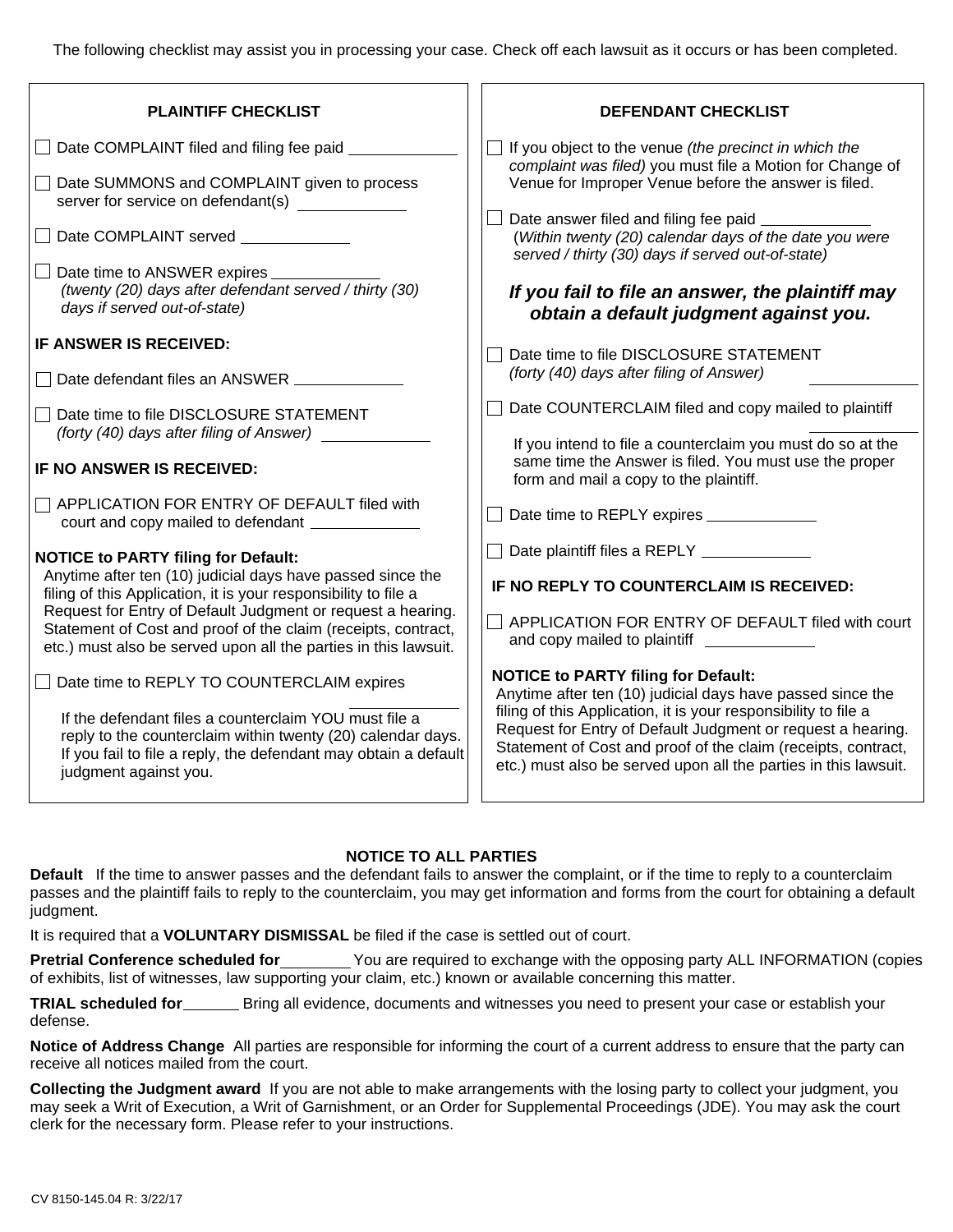The following checklist may assist you in processing your case. Check off each lawsuit as it occurs or has been completed.

## PLAINTIFF CHECKLIST

- ☐ Date COMPLAINT filed and filing fee paid ____________
- ☐ Date SUMMONS and COMPLAINT given to process server for service on defendant(s) ____________
- ☐ Date COMPLAINT served ____________
- ☐ Date time to ANSWER expires ____________
  *(twenty (20) days after defendant served / thirty (30) days if served out-of-state)*

**IF ANSWER IS RECEIVED:**

- ☐ Date defendant files an ANSWER ____________
- ☐ Date time to file DISCLOSURE STATEMENT
  *(forty (40) days after filing of Answer)* ____________

**IF NO ANSWER IS RECEIVED:**

- ☐ APPLICATION FOR ENTRY OF DEFAULT filed with court and copy mailed to defendant ____________

**NOTICE to PARTY filing for Default:**
Anytime after ten (10) judicial days have passed since the filing of this Application, it is your responsibility to file a Request for Entry of Default Judgment or request a hearing. Statement of Cost and proof of the claim (receipts, contract, etc.) must also be served upon all the parties in this lawsuit.

- ☐ Date time to REPLY TO COUNTERCLAIM expires ____________

  If the defendant files a counterclaim YOU must file a reply to the counterclaim within twenty (20) calendar days. If you fail to file a reply, the defendant may obtain a default judgment against you.

## DEFENDANT CHECKLIST

- ☐ If you object to the venue *(the precinct in which the complaint was filed)* you must file a Motion for Change of Venue for Improper Venue before the answer is filed.
- ☐ Date answer filed and filing fee paid ____________
  (*Within twenty (20) calendar days of the date you were served / thirty (30) days if served out-of-state)*

***If you fail to file an answer, the plaintiff may obtain a default judgment against you.***

- ☐ Date time to file DISCLOSURE STATEMENT
  *(forty (40) days after filing of Answer)* ____________
- ☐ Date COUNTERCLAIM filed and copy mailed to plaintiff ____________

  If you intend to file a counterclaim you must do so at the same time the Answer is filed. You must use the proper form and mail a copy to the plaintiff.

- ☐ Date time to REPLY expires ____________
- ☐ Date plaintiff files a REPLY ____________

**IF NO REPLY TO COUNTERCLAIM IS RECEIVED:**

- ☐ APPLICATION FOR ENTRY OF DEFAULT filed with court and copy mailed to plaintiff ____________

**NOTICE to PARTY filing for Default:**
Anytime after ten (10) judicial days have passed since the filing of this Application, it is your responsibility to file a Request for Entry of Default Judgment or request a hearing. Statement of Cost and proof of the claim (receipts, contract, etc.) must also be served upon all the parties in this lawsuit.

## NOTICE TO ALL PARTIES

**Default** If the time to answer passes and the defendant fails to answer the complaint, or if the time to reply to a counterclaim passes and the plaintiff fails to reply to the counterclaim, you may get information and forms from the court for obtaining a default judgment.

It is required that a **VOLUNTARY DISMISSAL** be filed if the case is settled out of court.

**Pretrial Conference scheduled for** ________ You are required to exchange with the opposing party ALL INFORMATION (copies of exhibits, list of witnesses, law supporting your claim, etc.) known or available concerning this matter.

**TRIAL scheduled for** ______ Bring all evidence, documents and witnesses you need to present your case or establish your defense.

**Notice of Address Change** All parties are responsible for informing the court of a current address to ensure that the party can receive all notices mailed from the court.

**Collecting the Judgment award** If you are not able to make arrangements with the losing party to collect your judgment, you may seek a Writ of Execution, a Writ of Garnishment, or an Order for Supplemental Proceedings (JDE). You may ask the court clerk for the necessary form. Please refer to your instructions.

CV 8150-145.04 R: 3/22/17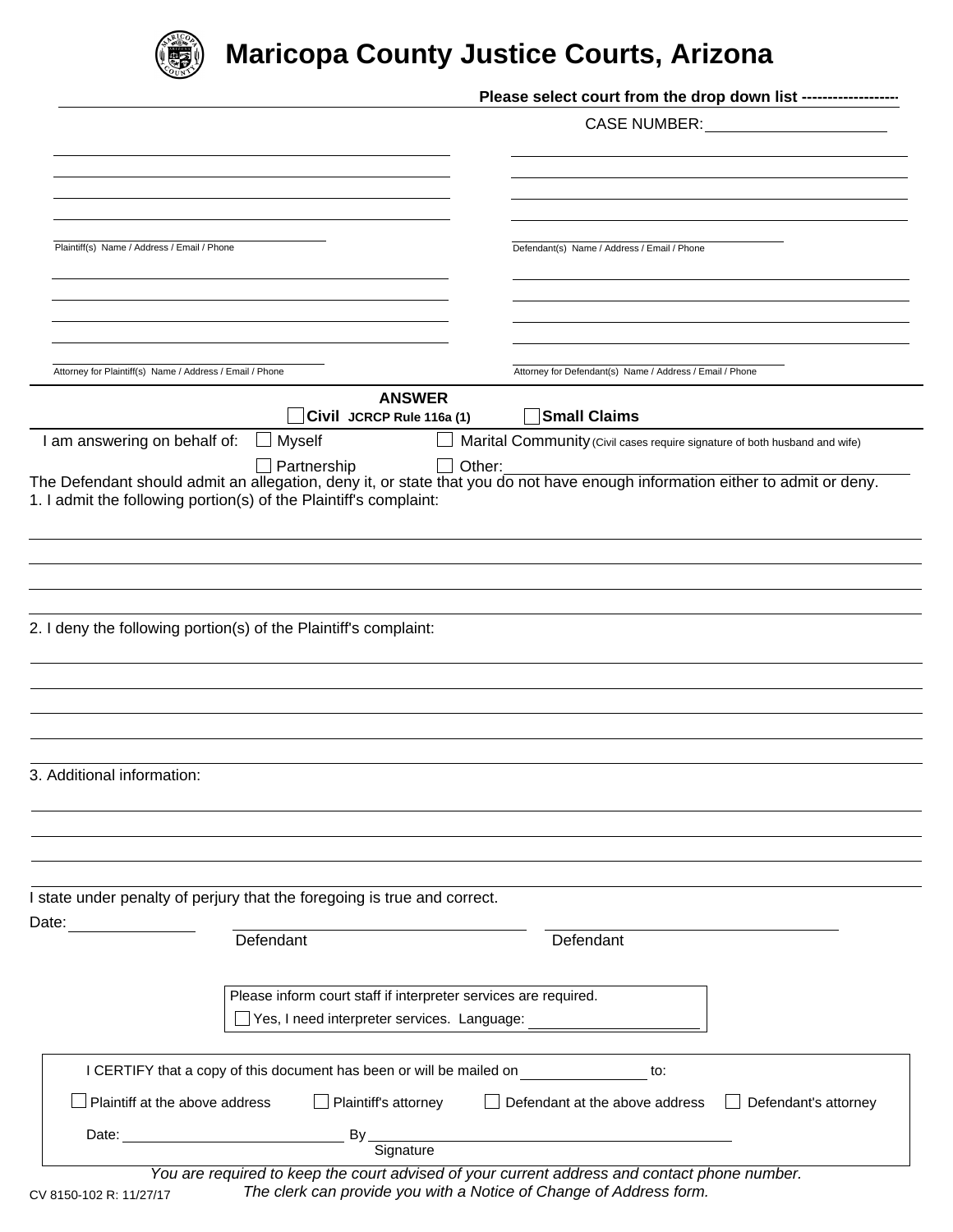# Maricopa County Justice Courts, Arizona

**Please select court from the drop down list -------------------**

CASE NUMBER: ____________________

Plaintiff(s) Name / Address / Email / Phone

Defendant(s) Name / Address / Email / Phone

Attorney for Plaintiff(s) Name / Address / Email / Phone

Attorney for Defendant(s) Name / Address / Email / Phone

## ANSWER

☐ **Civil** **JCRCP Rule 116a (1)** ☐ **Small Claims**

I am answering on behalf of: ☐ Myself ☐ Marital Community (Civil cases require signature of both husband and wife)

☐ Partnership ☐ Other: ____________________

The Defendant should admit an allegation, deny it, or state that you do not have enough information either to admit or deny.

1. I admit the following portion(s) of the Plaintiff's complaint:

2. I deny the following portion(s) of the Plaintiff's complaint:

3. Additional information:

I state under penalty of perjury that the foregoing is true and correct.

Date: ____________ ____________________ Defendant ____________________ Defendant

Please inform court staff if interpreter services are required.

☐ Yes, I need interpreter services. Language: ____________________

I CERTIFY that a copy of this document has been or will be mailed on ____________ to:

☐ Plaintiff at the above address ☐ Plaintiff's attorney ☐ Defendant at the above address ☐ Defendant's attorney

Date: ____________________ By ____________________ Signature

*You are required to keep the court advised of your current address and contact phone number.*
*The clerk can provide you with a Notice of Change of Address form.*

CV 8150-102 R: 11/27/17